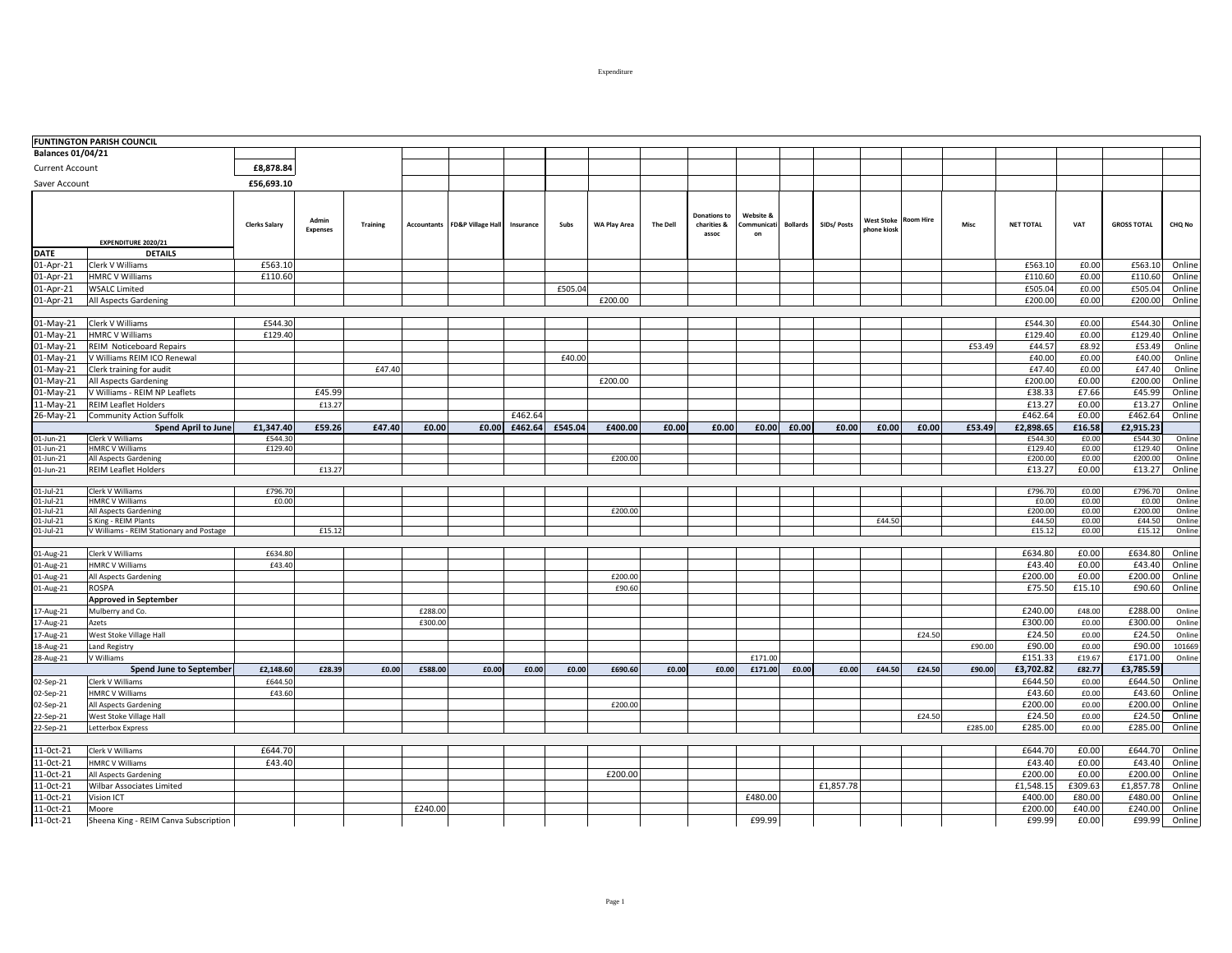| FUNTINGTON PARISH COUNCIL | | | | | | | | | | | | | | | | | | | | | |
|---|---|---|---|---|---|---|---|---|---|---|---|---|---|---|---|---|---|---|---|---|---|
| **Balances 01/04/21** | | | | | | | | | | | | | | | | | | | | | |
| Current Account | | £8,878.84 | | | | | | | | | | | | | | | | | | | |
| Saver Account | | £56,693.10 | | | | | | | | | | | | | | | | | | | |
| | **EXPENDITURE 2020/21** | **Clerks Salary** | **Admin Expenses** | **Training** | **Accountants** | **FD&P Village Hall** | **Insurance** | **Subs** | **WA Play Area** | **The Dell** | **Donations to charities & assoc** | **Website & Communication** | **Bollards** | **SIDs/ Posts** | **West Stoke phone kiosk** | **Room Hire** | **Misc** | **NET TOTAL** | **VAT** | **GROSS TOTAL** | **CHQ No** |
| **DATE** | **DETAILS** | | | | | | | | | | | | | | | | | | | | |
| 01-Apr-21 | Clerk V Williams | £563.10 | | | | | | | | | | | | | | | | £563.10 | £0.00 | £563.10 | Online |
| 01-Apr-21 | HMRC V Williams | £110.60 | | | | | | | | | | | | | | | | £110.60 | £0.00 | £110.60 | Online |
| 01-Apr-21 | WSALC Limited | | | | | | | £505.04 | | | | | | | | | | £505.04 | £0.00 | £505.04 | Online |
| 01-Apr-21 | All Aspects Gardening | | | | | | | | £200.00 | | | | | | | | | £200.00 | £0.00 | £200.00 | Online |
| 01-May-21 | Clerk V Williams | £544.30 | | | | | | | | | | | | | | | | £544.30 | £0.00 | £544.30 | Online |
| 01-May-21 | HMRC V Williams | £129.40 | | | | | | | | | | | | | | | | £129.40 | £0.00 | £129.40 | Online |
| 01-May-21 | REIM Noticeboard Repairs | | | | | | | | | | | | | | | | £53.49 | £44.57 | £8.92 | £53.49 | Online |
| 01-May-21 | V Williams REIM ICO Renewal | | | | | | | £40.00 | | | | | | | | | | £40.00 | £0.00 | £40.00 | Online |
| 01-May-21 | Clerk training for audit | | | £47.40 | | | | | | | | | | | | | | £47.40 | £0.00 | £47.40 | Online |
| 01-May-21 | All Aspects Gardening | | | | | | | | £200.00 | | | | | | | | | £200.00 | £0.00 | £200.00 | Online |
| 01-May-21 | V Williams - REIM NP Leaflets | | £45.99 | | | | | | | | | | | | | | | £38.33 | £7.66 | £45.99 | Online |
| 11-May-21 | REIM Leaflet Holders | | £13.27 | | | | | | | | | | | | | | | £13.27 | £0.00 | £13.27 | Online |
| 26-May-21 | Community Action Suffolk | | | | | | £462.64 | | | | | | | | | | | £462.64 | £0.00 | £462.64 | Online |
| | **Spend April to June** | **£1,347.40** | **£59.26** | **£47.40** | **£0.00** | **£0.00** | **£462.64** | **£545.04** | **£400.00** | **£0.00** | **£0.00** | **£0.00** | **£0.00** | **£0.00** | **£0.00** | **£0.00** | **£53.49** | **£2,898.65** | **£16.58** | **£2,915.23** | |
| 01-Jun-21 | Clerk V Williams | £544.30 | | | | | | | | | | | | | | | | £544.30 | £0.00 | £544.30 | Online |
| 01-Jun-21 | HMRC V Williams | £129.40 | | | | | | | | | | | | | | | | £129.40 | £0.00 | £129.40 | Online |
| 01-Jun-21 | All Aspects Gardening | | | | | | | | £200.00 | | | | | | | | | £200.00 | £0.00 | £200.00 | Online |
| 01-Jun-21 | REIM Leaflet Holders | | £13.27 | | | | | | | | | | | | | | | £13.27 | £0.00 | £13.27 | Online |
| 01-Jul-21 | Clerk V Williams | £796.70 | | | | | | | | | | | | | | | | £796.70 | £0.00 | £796.70 | Online |
| 01-Jul-21 | HMRC V Williams | £0.00 | | | | | | | | | | | | | | | | £0.00 | £0.00 | £0.00 | Online |
| 01-Jul-21 | All Aspects Gardening | | | | | | | | £200.00 | | | | | | | | | £200.00 | £0.00 | £200.00 | Online |
| 01-Jul-21 | S King - REIM Plants | | | | | | | | | | | | | | £44.50 | | | £44.50 | £0.00 | £44.50 | Online |
| 01-Jul-21 | V Williams - REIM Stationary and Postage | | £15.12 | | | | | | | | | | | | | | | £15.12 | £0.00 | £15.12 | Online |
| 01-Aug-21 | Clerk V Williams | £634.80 | | | | | | | | | | | | | | | | £634.80 | £0.00 | £634.80 | Online |
| 01-Aug-21 | HMRC V Williams | £43.40 | | | | | | | | | | | | | | | | £43.40 | £0.00 | £43.40 | Online |
| 01-Aug-21 | All Aspects Gardening | | | | | | | | £200.00 | | | | | | | | | £200.00 | £0.00 | £200.00 | Online |
| 01-Aug-21 | ROSPA | | | | | | | | £90.60 | | | | | | | | | £75.50 | £15.10 | £90.60 | Online |
| | **Approved in September** | | | | | | | | | | | | | | | | | | | | |
| 17-Aug-21 | Mulberry and Co. | | | | £288.00 | | | | | | | | | | | | | £240.00 | £48.00 | £288.00 | Online |
| 17-Aug-21 | Azets | | | | £300.00 | | | | | | | | | | | | | £300.00 | £0.00 | £300.00 | Online |
| 17-Aug-21 | West Stoke Village Hall | | | | | | | | | | | | | | | £24.50 | | £24.50 | £0.00 | £24.50 | Online |
| 18-Aug-21 | Land Registry | | | | | | | | | | | | | | | | £90.00 | £90.00 | £0.00 | £90.00 | 101669 |
| 28-Aug-21 | V Williams | | | | | | | | | | | £171.00 | | | | | | £151.33 | £19.67 | £171.00 | Online |
| | **Spend June to September** | **£2,148.60** | **£28.39** | **£0.00** | **£588.00** | **£0.00** | **£0.00** | **£0.00** | **£690.60** | **£0.00** | **£0.00** | **£171.00** | **£0.00** | **£0.00** | **£44.50** | **£24.50** | **£90.00** | **£3,702.82** | **£82.77** | **£3,785.59** | |
| 02-Sep-21 | Clerk V Williams | £644.50 | | | | | | | | | | | | | | | | £644.50 | £0.00 | £644.50 | Online |
| 02-Sep-21 | HMRC V Williams | £43.60 | | | | | | | | | | | | | | | | £43.60 | £0.00 | £43.60 | Online |
| 02-Sep-21 | All Aspects Gardening | | | | | | | | £200.00 | | | | | | | | | £200.00 | £0.00 | £200.00 | Online |
| 22-Sep-21 | West Stoke Village Hall | | | | | | | | | | | | | | | £24.50 | | £24.50 | £0.00 | £24.50 | Online |
| 22-Sep-21 | Letterbox Express | | | | | | | | | | | | | | | | £285.00 | £285.00 | £0.00 | £285.00 | Online |
| 11-Oct-21 | Clerk V Williams | £644.70 | | | | | | | | | | | | | | | | £644.70 | £0.00 | £644.70 | Online |
| 11-Oct-21 | HMRC V Williams | £43.40 | | | | | | | | | | | | | | | | £43.40 | £0.00 | £43.40 | Online |
| 11-Oct-21 | All Aspects Gardening | | | | | | | | £200.00 | | | | | | | | | £200.00 | £0.00 | £200.00 | Online |
| 11-Oct-21 | Wilbar Associates Limited | | | | | | | | | | | | | £1,857.78 | | | | £1,548.15 | £309.63 | £1,857.78 | Online |
| 11-Oct-21 | Vision ICT | | | | | | | | | | | £480.00 | | | | | | £400.00 | £80.00 | £480.00 | Online |
| 11-Oct-21 | Moore | | | | £240.00 | | | | | | | | | | | | | £200.00 | £40.00 | £240.00 | Online |
| 11-Oct-21 | Sheena King - REIM Canva Subscription | | | | | | | | | | | £99.99 | | | | | | £99.99 | £0.00 | £99.99 | Online |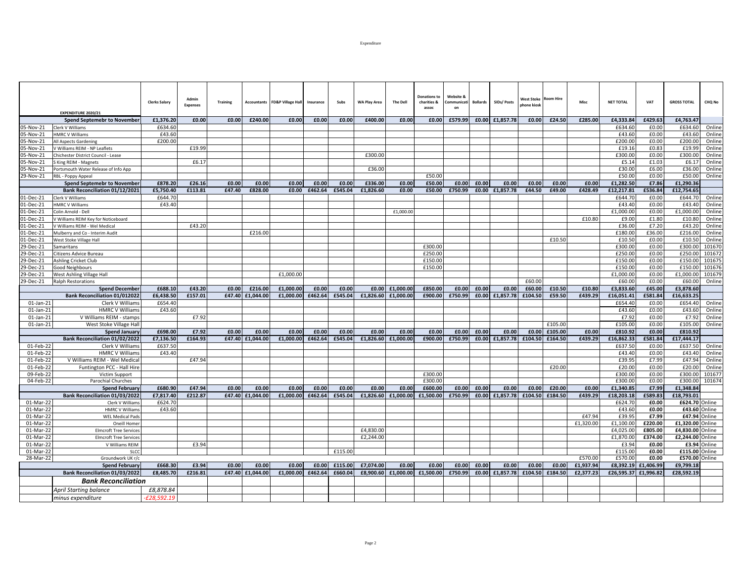| | EXPENDITURE 2020/21 | Clerks Salary | Admin Expenses | Training | Accountants | FD&P Village Hall | Insurance | Subs | WA Play Area | The Dell | Donations to charities & assoc | Website & Communication | Bollards | SIDs/ Posts | West Stoke phone kiosk | Room Hire | Misc | NET TOTAL | VAT | GROSS TOTAL | CHQ No |
|---|---|---|---|---|---|---|---|---|---|---|---|---|---|---|---|---|---|---|---|---|---|
| | **Spend Septemebr to November** | **£1,376.20** | **£0.00** | **£0.00** | **£240.00** | **£0.00** | **£0.00** | **£0.00** | **£400.00** | **£0.00** | **£0.00** | **£579.99** | **£0.00** | **£1,857.78** | **£0.00** | **£24.50** | **£285.00** | **£4,333.84** | **£429.63** | **£4,763.47** | |
| 05-Nov-21 | Clerk V Williams | £634.60 | | | | | | | | | | | | | | | | £634.60 | £0.00 | £634.60 | Online |
| 05-Nov-21 | HMRC V Williams | £43.60 | | | | | | | | | | | | | | | | £43.60 | £0.00 | £43.60 | Online |
| 05-Nov-21 | All Aspects Gardening | £200.00 | | | | | | | | | | | | | | | | £200.00 | £0.00 | £200.00 | Online |
| 05-Nov-21 | V Williams REIM - NP Leaflets | | £19.99 | | | | | | | | | | | | | | | £19.16 | £0.83 | £19.99 | Online |
| 05-Nov-21 | Chichester District Council - Lease | | | | | | | | £300.00 | | | | | | | | | £300.00 | £0.00 | £300.00 | Online |
| 05-Nov-21 | S King REIM - Magnets | | £6.17 | | | | | | | | | | | | | | | £5.14 | £1.03 | £6.17 | Online |
| 05-Nov-21 | Portsmouth Water Release of Info App | | | | | | | | £36.00 | | | | | | | | | £30.00 | £6.00 | £36.00 | Online |
| 29-Nov-21 | RBL - Poppy Appeal | | | | | | | | | | £50.00 | | | | | | | £50.00 | £0.00 | £50.00 | Online |
| | **Spend Septemebr to November** | **£878.20** | **£26.16** | **£0.00** | **£0.00** | **£0.00** | **£0.00** | **£0.00** | **£336.00** | **£0.00** | **£50.00** | **£0.00** | **£0.00** | **£0.00** | **£0.00** | **£0.00** | **£0.00** | **£1,282.50** | **£7.86** | **£1,290.36** | |
| | **Bank Reconciliation 01/12/2021** | **£5,750.40** | **£113.81** | **£47.40** | **£828.00** | **£0.00** | **£462.64** | **£545.04** | **£1,826.60** | **£0.00** | **£50.00** | **£750.99** | **£0.00** | **£1,857.78** | **£44.50** | **£49.00** | **£428.49** | **£12,217.81** | **£536.84** | **£12,754.65** | |
| 01-Dec-21 | Clerk V Williams | £644.70 | | | | | | | | | | | | | | | | £644.70 | £0.00 | £644.70 | Online |
| 01-Dec-21 | HMRC V Williams | £43.40 | | | | | | | | | | | | | | | | £43.40 | £0.00 | £43.40 | Online |
| 01-Dec-21 | Colin Arnold - Dell | | | | | | | | | £1,000.00 | | | | | | | | £1,000.00 | £0.00 | £1,000.00 | Online |
| 01-Dec-21 | V Williams REIM Key for Noticeboard | | | | | | | | | | | | | | | | £10.80 | £9.00 | £1.80 | £10.80 | Online |
| 01-Dec-21 | V Williams REIM - Wel Medical | | £43.20 | | | | | | | | | | | | | | | £36.00 | £7.20 | £43.20 | Online |
| 01-Dec-21 | Mulberry and Co - Interim Audit | | | | £216.00 | | | | | | | | | | | | | £180.00 | £36.00 | £216.00 | Online |
| 01-Dec-21 | West Stoke Village Hall | | | | | | | | | | | | | | | £10.50 | | £10.50 | £0.00 | £10.50 | Online |
| 29-Dec-21 | Samaritans | | | | | | | | | | £300.00 | | | | | | | £300.00 | £0.00 | £300.00 | 101670 |
| 29-Dec-21 | Citizens Advice Bureau | | | | | | | | | | £250.00 | | | | | | | £250.00 | £0.00 | £250.00 | 101672 |
| 29-Dec-21 | Ashling Cricket Club | | | | | | | | | | £150.00 | | | | | | | £150.00 | £0.00 | £150.00 | 101675 |
| 29-Dec-21 | Good Neighbours | | | | | | | | | | £150.00 | | | | | | | £150.00 | £0.00 | £150.00 | 101676 |
| 29-Dec-21 | West Ashling Village Hall | | | | | £1,000.00 | | | | | | | | | | | | £1,000.00 | £0.00 | £1,000.00 | 101679 |
| 29-Dec-21 | Ralph Restorations | | | | | | | | | | | | | | £60.00 | | | £60.00 | £0.00 | £60.00 | Online |
| | **Spend December** | **£688.10** | **£43.20** | **£0.00** | **£216.00** | **£1,000.00** | **£0.00** | **£0.00** | **£0.00** | **£1,000.00** | **£850.00** | **£0.00** | **£0.00** | **£0.00** | **£60.00** | **£10.50** | **£10.80** | **£3,833.60** | **£45.00** | **£3,878.60** | |
| | **Bank Reconciliation 01/012022** | **£6,438.50** | **£157.01** | **£47.40** | **£1,044.00** | **£1,000.00** | **£462.64** | **£545.04** | **£1,826.60** | **£1,000.00** | **£900.00** | **£750.99** | **£0.00** | **£1,857.78** | **£104.50** | **£59.50** | **£439.29** | **£16,051.41** | **£581.84** | **£16,633.25** | |
| 01-Jan-21 | Clerk V Williams | £654.40 | | | | | | | | | | | | | | | | £654.40 | £0.00 | £654.40 | Online |
| 01-Jan-21 | HMRC V Williams | £43.60 | | | | | | | | | | | | | | | | £43.60 | £0.00 | £43.60 | Online |
| 01-Jan-21 | V Williams REIM - stamps | | £7.92 | | | | | | | | | | | | | | | £7.92 | £0.00 | £7.92 | Online |
| 01-Jan-21 | West Stoke Village Hall | | | | | | | | | | | | | | | £105.00 | | £105.00 | £0.00 | £105.00 | Online |
| | **Spend January** | **£698.00** | **£7.92** | **£0.00** | **£0.00** | **£0.00** | **£0.00** | **£0.00** | **£0.00** | **£0.00** | **£0.00** | **£0.00** | **£0.00** | **£0.00** | **£0.00** | **£105.00** | **£0.00** | **£810.92** | **£0.00** | **£810.92** | |
| | **Bank Reconciliation 01/02/2022** | **£7,136.50** | **£164.93** | **£47.40** | **£1,044.00** | **£1,000.00** | **£462.64** | **£545.04** | **£1,826.60** | **£1,000.00** | **£900.00** | **£750.99** | **£0.00** | **£1,857.78** | **£104.50** | **£164.50** | **£439.29** | **£16,862.33** | **£581.84** | **£17,444.17** | |
| 01-Feb-22 | Clerk V Williams | £637.50 | | | | | | | | | | | | | | | | £637.50 | £0.00 | £637.50 | Online |
| 01-Feb-22 | HMRC V Williams | £43.40 | | | | | | | | | | | | | | | | £43.40 | £0.00 | £43.40 | Online |
| 01-Feb-22 | V Williams REIM - Wel Medical | | £47.94 | | | | | | | | | | | | | | | £39.95 | £7.99 | £47.94 | Online |
| 01-Feb-22 | Funtington PCC - Hall Hire | | | | | | | | | | | | | | | £20.00 | | £20.00 | £0.00 | £20.00 | Online |
| 09-Feb-22 | Victim Support | | | | | | | | | | £300.00 | | | | | | | £300.00 | £0.00 | £300.00 | 101677 |
| 04-Feb-22 | Parochial Churches | | | | | | | | | | £300.00 | | | | | | | £300.00 | £0.00 | £300.00 | 101674 |
| | **Spend February** | **£680.90** | **£47.94** | **£0.00** | **£0.00** | **£0.00** | **£0.00** | **£0.00** | **£0.00** | **£0.00** | **£600.00** | **£0.00** | **£0.00** | **£0.00** | **£0.00** | **£20.00** | **£0.00** | **£1,340.85** | **£7.99** | **£1,348.84** | |
| | **Bank Reconciliation 01/03/2022** | **£7,817.40** | **£212.87** | **£47.40** | **£1,044.00** | **£1,000.00** | **£462.64** | **£545.04** | **£1,826.60** | **£1,000.00** | **£1,500.00** | **£750.99** | **£0.00** | **£1,857.78** | **£104.50** | **£184.50** | **£439.29** | **£18,203.18** | **£589.83** | **£18,793.01** | |
| 01-Mar-22 | Clerk V Williams | £624.70 | | | | | | | | | | | | | | | | £624.70 | **£0.00** | **£624.70** | Online |
| 01-Mar-22 | HMRC V Williams | £43.60 | | | | | | | | | | | | | | | | £43.60 | **£0.00** | **£43.60** | Online |
| 01-Mar-22 | WEL Medical Pads | | | | | | | | | | | | | | | | £47.94 | £39.95 | **£7.99** | **£47.94** | Online |
| 01-Mar-22 | Oneill Homer | | | | | | | | | | | | | | | | £1,320.00 | £1,100.00 | **£220.00** | **£1,320.00** | Online |
| 01-Mar-22 | Elmcroft Tree Services | | | | | | | | £4,830.00 | | | | | | | | | £4,025.00 | **£805.00** | **£4,830.00** | Online |
| 01-Mar-22 | Elmcroft Tree Services | | | | | | | | £2,244.00 | | | | | | | | | £1,870.00 | **£374.00** | **£2,244.00** | Online |
| 01-Mar-22 | V Williams REIM | | £3.94 | | | | | | | | | | | | | | | £3.94 | **£0.00** | **£3.94** | Online |
| 01-Mar-22 | SLCC | | | | | | | £115.00 | | | | | | | | | | £115.00 | **£0.00** | **£115.00** | Online |
| 28-Mar-22 | Groundwork UK r/c | | | | | | | | | | | | | | | | £570.00 | £570.00 | **£0.00** | **£570.00** | Online |
| | **Spend February** | **£668.30** | **£3.94** | **£0.00** | **£0.00** | **£0.00** | **£0.00** | **£115.00** | **£7,074.00** | **£0.00** | **£0.00** | **£0.00** | **£0.00** | **£0.00** | **£0.00** | **£0.00** | **£1,937.94** | **£8,392.19** | **£1,406.99** | **£9,799.18** | |
| | **Bank Reconciliation 01/03/2022** | **£8,485.70** | **£216.81** | **£47.40** | **£1,044.00** | **£1,000.00** | **£462.64** | **£660.04** | **£8,900.60** | **£1,000.00** | **£1,500.00** | **£750.99** | **£0.00** | **£1,857.78** | **£104.50** | **£184.50** | **£2,377.23** | **£26,595.37** | **£1,996.82** | **£28,592.19** | |
| | ***Bank Reconciliation*** | | | | | | | | | | | | | | | | | | | | |
| | *April Starting balance* | *£8,878.84* | | | | | | | | | | | | | | | | | | | |
| | *minus expenditure* | *-£28,592.19* | | | | | | | | | | | | | | | | | | | |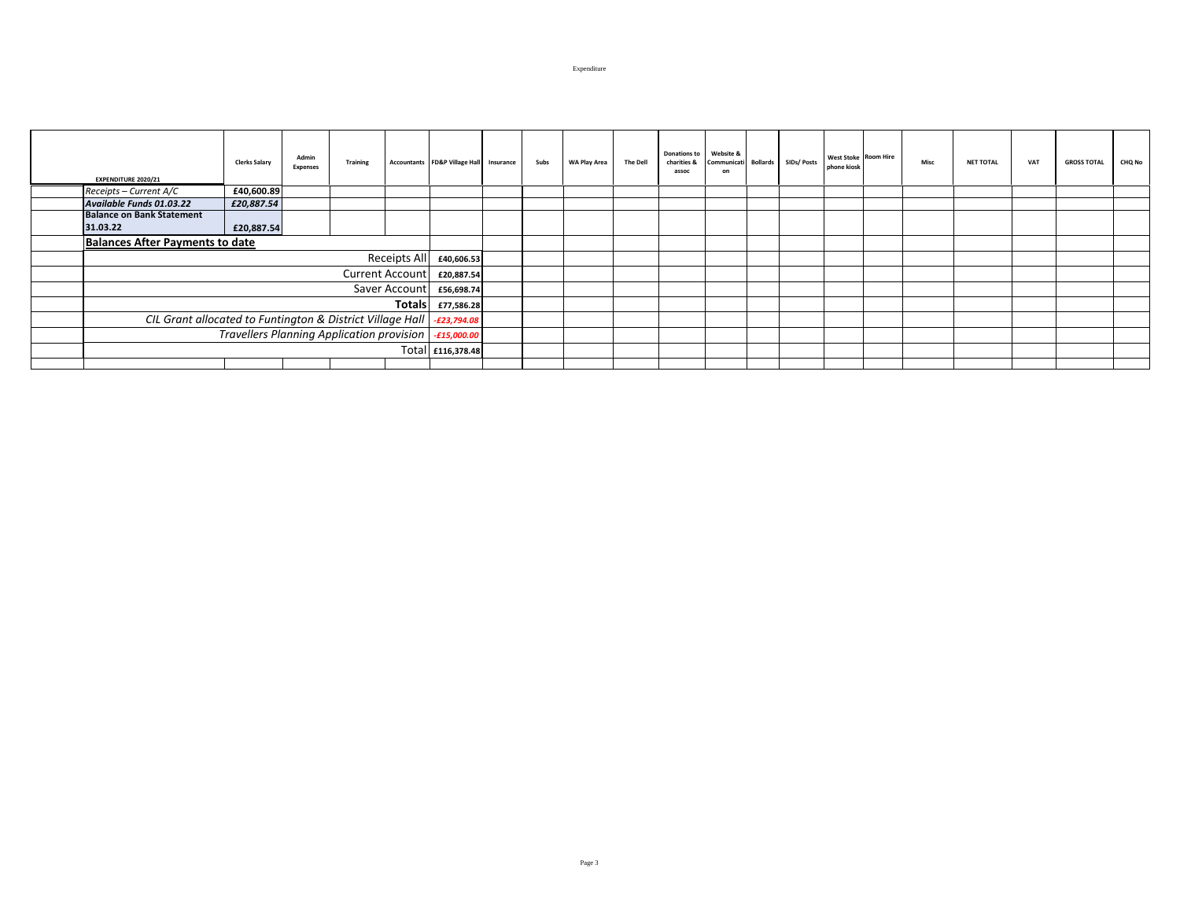| | EXPENDITURE 2020/21 | Clerks Salary | Admin Expenses | Training | Accountants | FD&P Village Hall | Insurance | Subs | WA Play Area | The Dell | Donations to charities & assoc | Website & Communication | Bollards | SIDs/ Posts | West Stoke phone kiosk | Room Hire | Misc | NET TOTAL | VAT | GROSS TOTAL | CHQ No |
|---|---|---|---|---|---|---|---|---|---|---|---|---|---|---|---|---|---|---|---|---|---|
| | *Receipts – Current A/C* | £40,600.89 | | | | | | | | | | | | | | | | | | | |
| | ***Available Funds 01.03.22*** | *£20,887.54* | | | | | | | | | | | | | | | | | | | |
| | **Balance on Bank Statement 31.03.22** | **£20,887.54** | | | | | | | | | | | | | | | | | | | |
| | **Balances After Payments to date** | | | | | | | | | | | | | | | | | | | | |
| | | | | | Receipts All | £40,606.53 | | | | | | | | | | | | | | | |
| | | | | | Current Account | £20,887.54 | | | | | | | | | | | | | | | |
| | | | | | Saver Account | £56,698.74 | | | | | | | | | | | | | | | |
| | | | | | **Totals** | £77,586.28 | | | | | | | | | | | | | | | |
| | | | | | *CIL Grant allocated to Funtington & District Village Hall* | *-£23,794.08* | | | | | | | | | | | | | | | |
| | | | | | *Travellers Planning Application provision* | *-£15,000.00* | | | | | | | | | | | | | | | |
| | | | | | Total | £116,378.48 | | | | | | | | | | | | | | | |
| | | | | | | | | | | | | | | | | | | | | | |